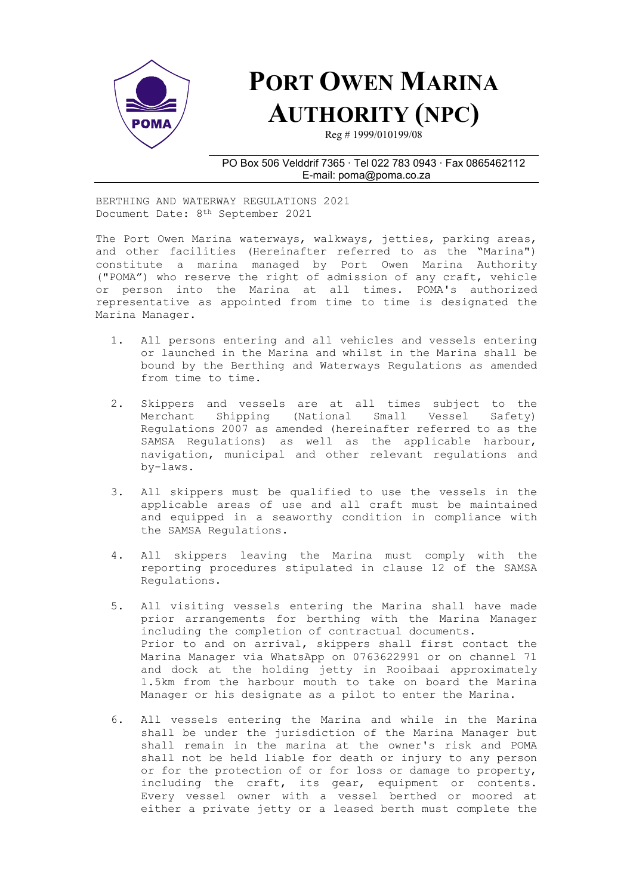# PORT OWEN MARINA AUTHORITY (NPC)

Reg # 1999/010199/08

PO Box 506 Velddrif 7365 · Tel 022 783 0943 · Fax 0865462112
E-mail: poma@poma.co.za

BERTHING AND WATERWAY REGULATIONS 2021
Document Date: 8th September 2021

The Port Owen Marina waterways, walkways, jetties, parking areas, and other facilities (Hereinafter referred to as the "Marina") constitute a marina managed by Port Owen Marina Authority ("POMA") who reserve the right of admission of any craft, vehicle or person into the Marina at all times. POMA's authorized representative as appointed from time to time is designated the Marina Manager.

1. All persons entering and all vehicles and vessels entering or launched in the Marina and whilst in the Marina shall be bound by the Berthing and Waterways Regulations as amended from time to time.

2. Skippers and vessels are at all times subject to the Merchant Shipping (National Small Vessel Safety) Regulations 2007 as amended (hereinafter referred to as the SAMSA Regulations) as well as the applicable harbour, navigation, municipal and other relevant regulations and by-laws.

3. All skippers must be qualified to use the vessels in the applicable areas of use and all craft must be maintained and equipped in a seaworthy condition in compliance with the SAMSA Regulations.

4. All skippers leaving the Marina must comply with the reporting procedures stipulated in clause 12 of the SAMSA Regulations.

5. All visiting vessels entering the Marina shall have made prior arrangements for berthing with the Marina Manager including the completion of contractual documents.
   Prior to and on arrival, skippers shall first contact the Marina Manager via WhatsApp on 0763622991 or on channel 71 and dock at the holding jetty in Rooibaai approximately 1.5km from the harbour mouth to take on board the Marina Manager or his designate as a pilot to enter the Marina.

6. All vessels entering the Marina and while in the Marina shall be under the jurisdiction of the Marina Manager but shall remain in the marina at the owner's risk and POMA shall not be held liable for death or injury to any person or for the protection of or for loss or damage to property, including the craft, its gear, equipment or contents. Every vessel owner with a vessel berthed or moored at either a private jetty or a leased berth must complete the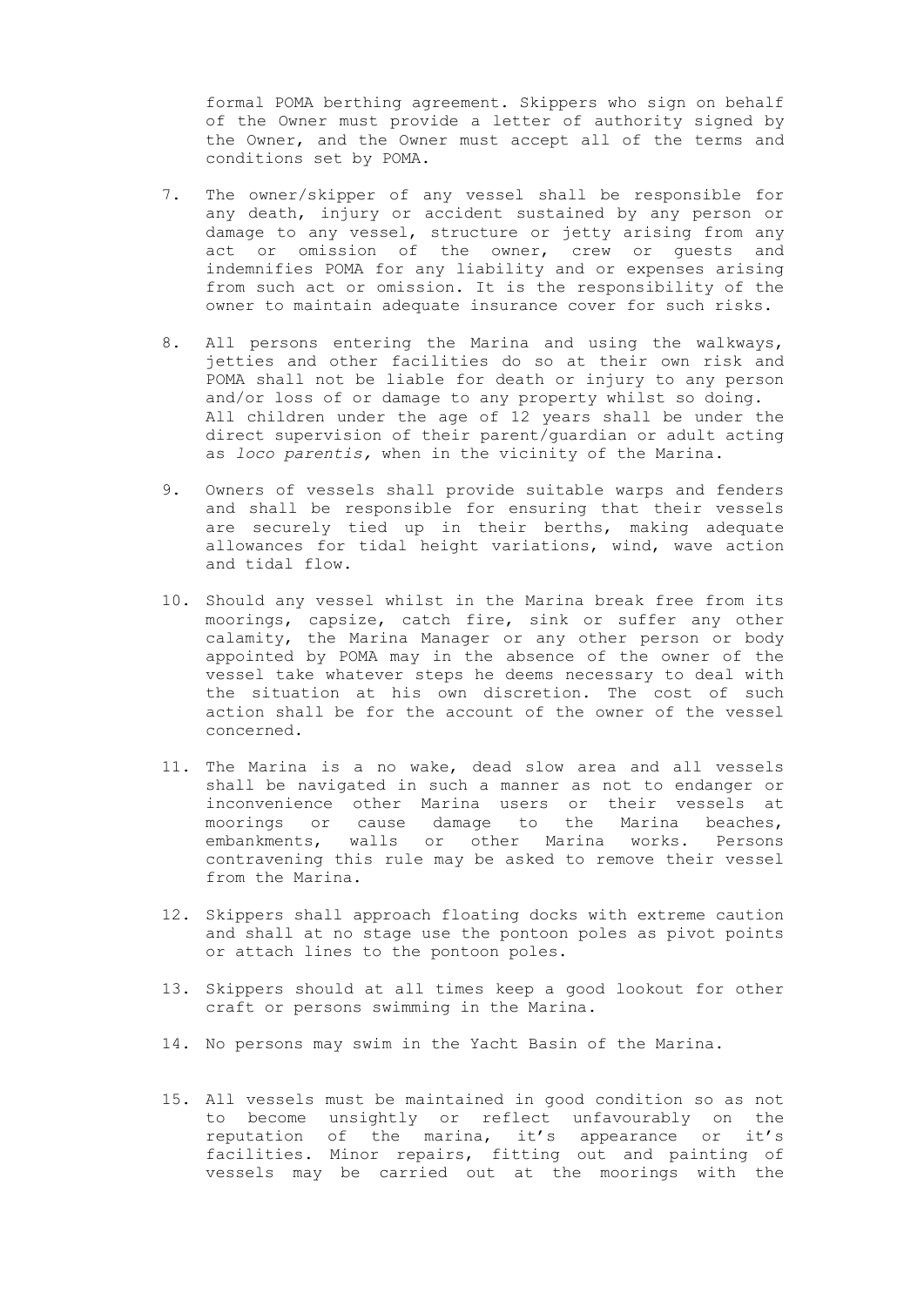formal POMA berthing agreement. Skippers who sign on behalf of the Owner must provide a letter of authority signed by the Owner, and the Owner must accept all of the terms and conditions set by POMA.

7. The owner/skipper of any vessel shall be responsible for any death, injury or accident sustained by any person or damage to any vessel, structure or jetty arising from any act or omission of the owner, crew or guests and indemnifies POMA for any liability and or expenses arising from such act or omission. It is the responsibility of the owner to maintain adequate insurance cover for such risks.

8. All persons entering the Marina and using the walkways, jetties and other facilities do so at their own risk and POMA shall not be liable for death or injury to any person and/or loss of or damage to any property whilst so doing. All children under the age of 12 years shall be under the direct supervision of their parent/guardian or adult acting as *loco parentis,* when in the vicinity of the Marina.

9. Owners of vessels shall provide suitable warps and fenders and shall be responsible for ensuring that their vessels are securely tied up in their berths, making adequate allowances for tidal height variations, wind, wave action and tidal flow.

10. Should any vessel whilst in the Marina break free from its moorings, capsize, catch fire, sink or suffer any other calamity, the Marina Manager or any other person or body appointed by POMA may in the absence of the owner of the vessel take whatever steps he deems necessary to deal with the situation at his own discretion. The cost of such action shall be for the account of the owner of the vessel concerned.

11. The Marina is a no wake, dead slow area and all vessels shall be navigated in such a manner as not to endanger or inconvenience other Marina users or their vessels at moorings or cause damage to the Marina beaches, embankments, walls or other Marina works. Persons contravening this rule may be asked to remove their vessel from the Marina.

12. Skippers shall approach floating docks with extreme caution and shall at no stage use the pontoon poles as pivot points or attach lines to the pontoon poles.

13. Skippers should at all times keep a good lookout for other craft or persons swimming in the Marina.

14. No persons may swim in the Yacht Basin of the Marina.

15. All vessels must be maintained in good condition so as not to become unsightly or reflect unfavourably on the reputation of the marina, it's appearance or it's facilities. Minor repairs, fitting out and painting of vessels may be carried out at the moorings with the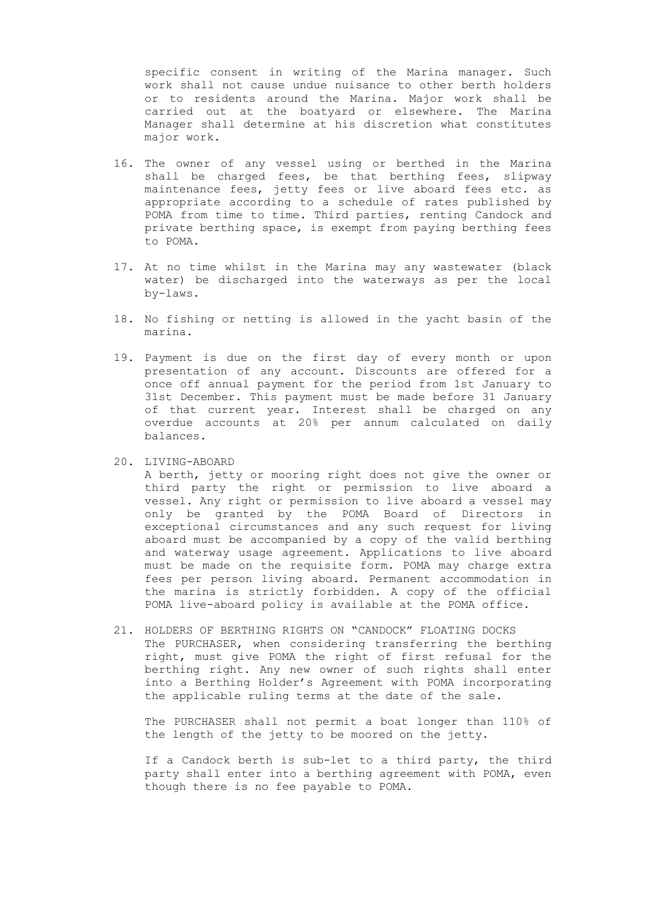specific consent in writing of the Marina manager. Such work shall not cause undue nuisance to other berth holders or to residents around the Marina. Major work shall be carried out at the boatyard or elsewhere. The Marina Manager shall determine at his discretion what constitutes major work.

16. The owner of any vessel using or berthed in the Marina shall be charged fees, be that berthing fees, slipway maintenance fees, jetty fees or live aboard fees etc. as appropriate according to a schedule of rates published by POMA from time to time. Third parties, renting Candock and private berthing space, is exempt from paying berthing fees to POMA.

17. At no time whilst in the Marina may any wastewater (black water) be discharged into the waterways as per the local by-laws.

18. No fishing or netting is allowed in the yacht basin of the marina.

19. Payment is due on the first day of every month or upon presentation of any account. Discounts are offered for a once off annual payment for the period from 1st January to 31st December. This payment must be made before 31 January of that current year. Interest shall be charged on any overdue accounts at 20% per annum calculated on daily balances.

20. LIVING-ABOARD

    A berth, jetty or mooring right does not give the owner or third party the right or permission to live aboard a vessel. Any right or permission to live aboard a vessel may only be granted by the POMA Board of Directors in exceptional circumstances and any such request for living aboard must be accompanied by a copy of the valid berthing and waterway usage agreement. Applications to live aboard must be made on the requisite form. POMA may charge extra fees per person living aboard. Permanent accommodation in the marina is strictly forbidden. A copy of the official POMA live-aboard policy is available at the POMA office.

21. HOLDERS OF BERTHING RIGHTS ON "CANDOCK" FLOATING DOCKS

    The PURCHASER, when considering transferring the berthing right, must give POMA the right of first refusal for the berthing right. Any new owner of such rights shall enter into a Berthing Holder's Agreement with POMA incorporating the applicable ruling terms at the date of the sale.

    The PURCHASER shall not permit a boat longer than 110% of the length of the jetty to be moored on the jetty.

    If a Candock berth is sub-let to a third party, the third party shall enter into a berthing agreement with POMA, even though there is no fee payable to POMA.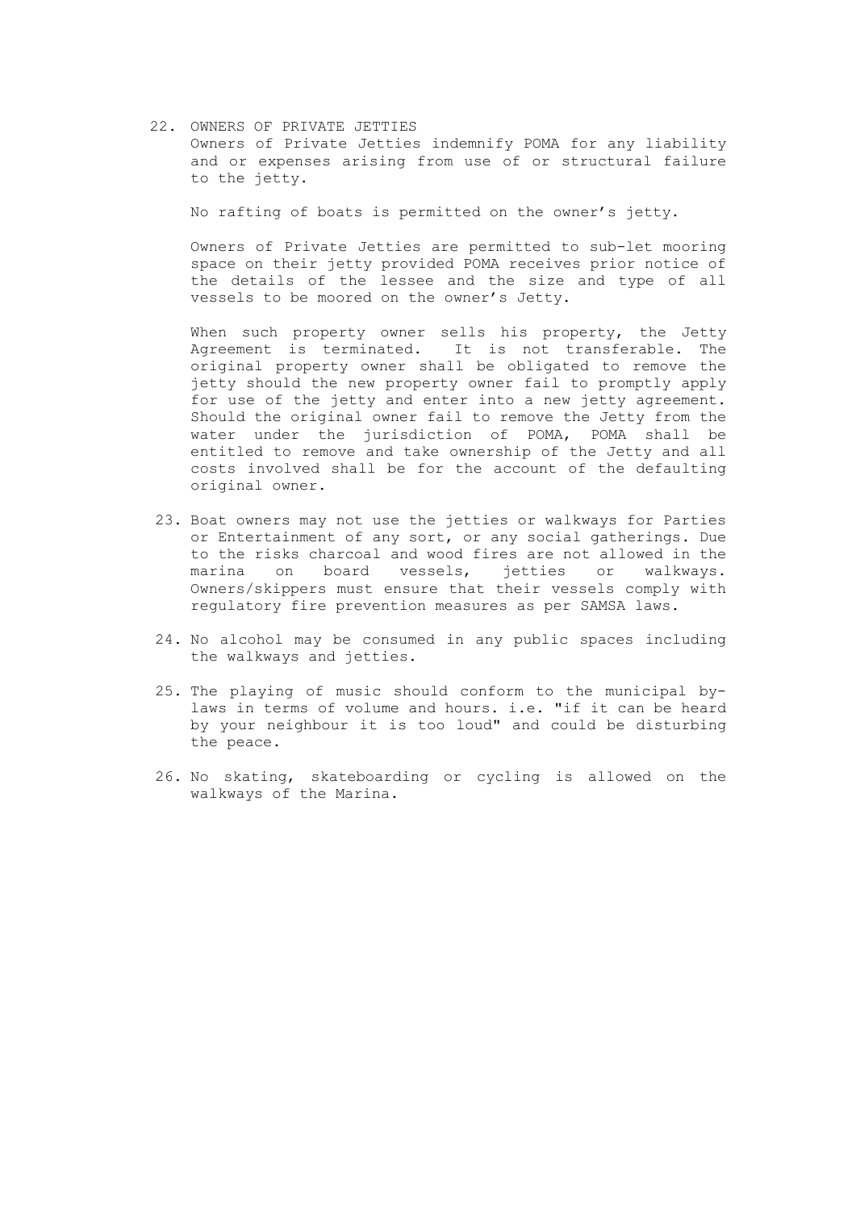22. OWNERS OF PRIVATE JETTIES

    Owners of Private Jetties indemnify POMA for any liability and or expenses arising from use of or structural failure to the jetty.

    No rafting of boats is permitted on the owner's jetty.

    Owners of Private Jetties are permitted to sub-let mooring space on their jetty provided POMA receives prior notice of the details of the lessee and the size and type of all vessels to be moored on the owner's Jetty.

    When such property owner sells his property, the Jetty Agreement is terminated. It is not transferable. The original property owner shall be obligated to remove the jetty should the new property owner fail to promptly apply for use of the jetty and enter into a new jetty agreement. Should the original owner fail to remove the Jetty from the water under the jurisdiction of POMA, POMA shall be entitled to remove and take ownership of the Jetty and all costs involved shall be for the account of the defaulting original owner.

23. Boat owners may not use the jetties or walkways for Parties or Entertainment of any sort, or any social gatherings. Due to the risks charcoal and wood fires are not allowed in the marina on board vessels, jetties or walkways. Owners/skippers must ensure that their vessels comply with regulatory fire prevention measures as per SAMSA laws.

24. No alcohol may be consumed in any public spaces including the walkways and jetties.

25. The playing of music should conform to the municipal by-laws in terms of volume and hours. i.e. "if it can be heard by your neighbour it is too loud" and could be disturbing the peace.

26. No skating, skateboarding or cycling is allowed on the walkways of the Marina.